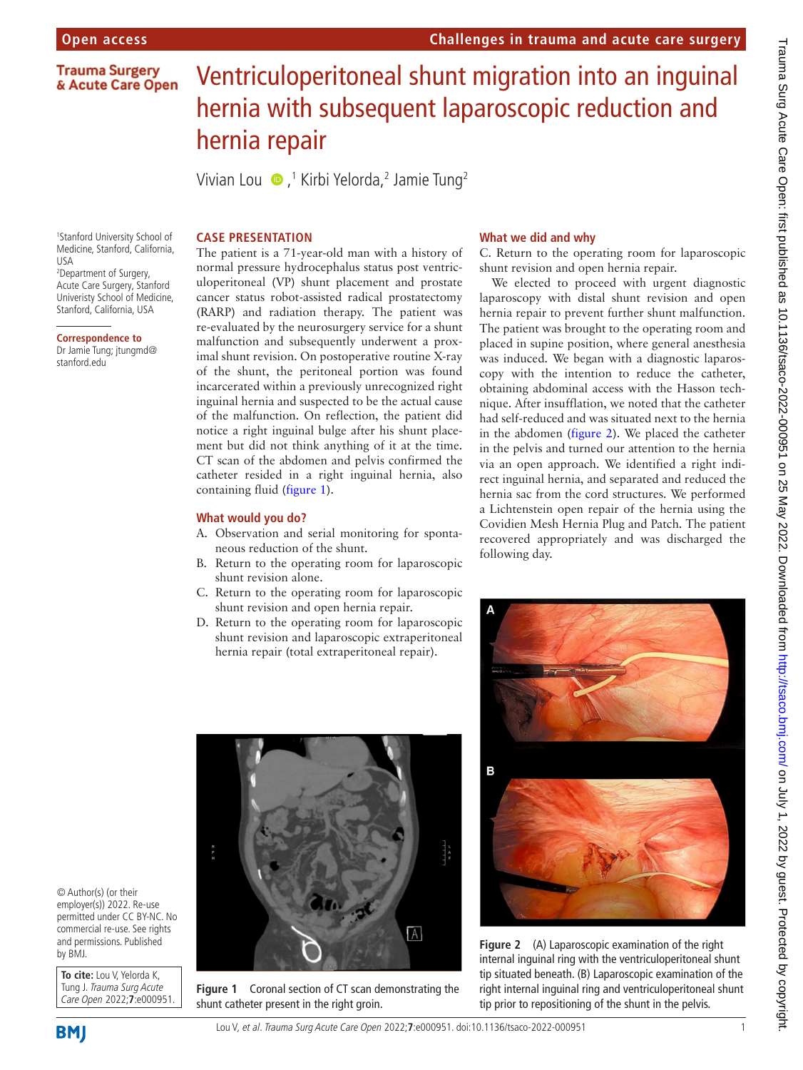# Ventriculoperitoneal shunt migration into an inguinal hernia with subsequent laparoscopic reduction and hernia repair

Vivian Lou,[1] Kirbi Yelorda,[2] Jamie Tung[2]

[1]Stanford University School of Medicine, Stanford, California, USA
[2]Department of Surgery, Acute Care Surgery, Stanford Univeristy School of Medicine, Stanford, California, USA

**Correspondence to**
Dr Jamie Tung; jtungmd@stanford.edu

© Author(s) (or their employer(s)) 2022. Re-use permitted under CC BY-NC. No commercial re-use. See rights and permissions. Published by BMJ.

**To cite:** Lou V, Yelorda K, Tung J. *Trauma Surg Acute Care Open* 2022;**7**:e000951.

## CASE PRESENTATION

The patient is a 71-year-old man with a history of normal pressure hydrocephalus status post ventriculoperitoneal (VP) shunt placement and prostate cancer status robot-assisted radical prostatectomy (RARP) and radiation therapy. The patient was re-evaluated by the neurosurgery service for a shunt malfunction and subsequently underwent a proximal shunt revision. On postoperative routine X-ray of the shunt, the peritoneal portion was found incarcerated within a previously unrecognized right inguinal hernia and suspected to be the actual cause of the malfunction. On reflection, the patient did notice a right inguinal bulge after his shunt placement but did not think anything of it at the time. CT scan of the abdomen and pelvis confirmed the catheter resided in a right inguinal hernia, also containing fluid (figure 1).

## What would you do?

A. Observation and serial monitoring for spontaneous reduction of the shunt.
B. Return to the operating room for laparoscopic shunt revision alone.
C. Return to the operating room for laparoscopic shunt revision and open hernia repair.
D. Return to the operating room for laparoscopic shunt revision and laparoscopic extraperitoneal hernia repair (total extraperitoneal repair).

Figure 1 Coronal section of CT scan demonstrating the shunt catheter present in the right groin.

## What we did and why

C. Return to the operating room for laparoscopic shunt revision and open hernia repair.

We elected to proceed with urgent diagnostic laparoscopy with distal shunt revision and open hernia repair to prevent further shunt malfunction. The patient was brought to the operating room and placed in supine position, where general anesthesia was induced. We began with a diagnostic laparoscopy with the intention to reduce the catheter, obtaining abdominal access with the Hasson technique. After insufflation, we noted that the catheter had self-reduced and was situated next to the hernia in the abdomen (figure 2). We placed the catheter in the pelvis and turned our attention to the hernia via an open approach. We identified a right indirect inguinal hernia, and separated and reduced the hernia sac from the cord structures. We performed a Lichtenstein open repair of the hernia using the Covidien Mesh Hernia Plug and Patch. The patient recovered appropriately and was discharged the following day.

Figure 2 (A) Laparoscopic examination of the right internal inguinal ring with the ventriculoperitoneal shunt tip situated beneath. (B) Laparoscopic examination of the right internal inguinal ring and ventriculoperitoneal shunt tip prior to repositioning of the shunt in the pelvis.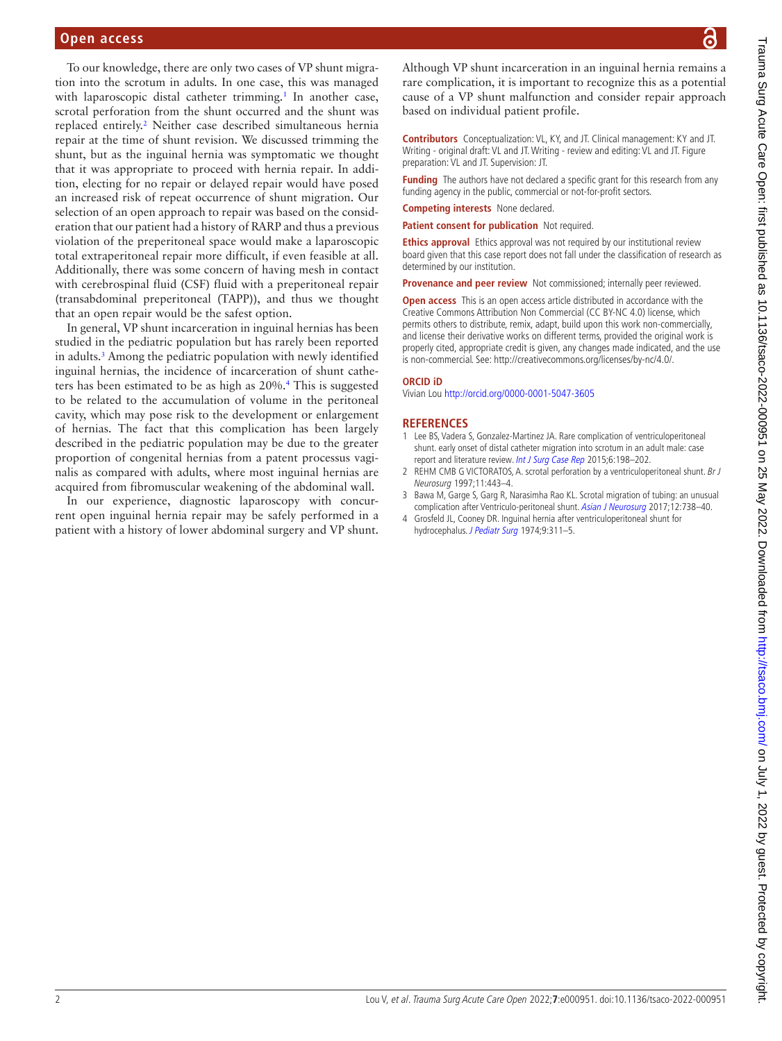To our knowledge, there are only two cases of VP shunt migration into the scrotum in adults. In one case, this was managed with laparoscopic distal catheter trimming.[1] In another case, scrotal perforation from the shunt occurred and the shunt was replaced entirely.[2] Neither case described simultaneous hernia repair at the time of shunt revision. We discussed trimming the shunt, but as the inguinal hernia was symptomatic we thought that it was appropriate to proceed with hernia repair. In addition, electing for no repair or delayed repair would have posed an increased risk of repeat occurrence of shunt migration. Our selection of an open approach to repair was based on the consideration that our patient had a history of RARP and thus a previous violation of the preperitoneal space would make a laparoscopic total extraperitoneal repair more difficult, if even feasible at all. Additionally, there was some concern of having mesh in contact with cerebrospinal fluid (CSF) fluid with a preperitoneal repair (transabdominal preperitoneal (TAPP)), and thus we thought that an open repair would be the safest option.

In general, VP shunt incarceration in inguinal hernias has been studied in the pediatric population but has rarely been reported in adults.[3] Among the pediatric population with newly identified inguinal hernias, the incidence of incarceration of shunt catheters has been estimated to be as high as 20%.[4] This is suggested to be related to the accumulation of volume in the peritoneal cavity, which may pose risk to the development or enlargement of hernias. The fact that this complication has been largely described in the pediatric population may be due to the greater proportion of congenital hernias from a patent processus vaginalis as compared with adults, where most inguinal hernias are acquired from fibromuscular weakening of the abdominal wall.

In our experience, diagnostic laparoscopy with concurrent open inguinal hernia repair may be safely performed in a patient with a history of lower abdominal surgery and VP shunt. Although VP shunt incarceration in an inguinal hernia remains a rare complication, it is important to recognize this as a potential cause of a VP shunt malfunction and consider repair approach based on individual patient profile.

**Contributors** Conceptualization: VL, KY, and JT. Clinical management: KY and JT. Writing - original draft: VL and JT. Writing - review and editing: VL and JT. Figure preparation: VL and JT. Supervision: JT.

**Funding** The authors have not declared a specific grant for this research from any funding agency in the public, commercial or not-for-profit sectors.

**Competing interests** None declared.

**Patient consent for publication** Not required.

**Ethics approval** Ethics approval was not required by our institutional review board given that this case report does not fall under the classification of research as determined by our institution.

**Provenance and peer review** Not commissioned; internally peer reviewed.

**Open access** This is an open access article distributed in accordance with the Creative Commons Attribution Non Commercial (CC BY-NC 4.0) license, which permits others to distribute, remix, adapt, build upon this work non-commercially, and license their derivative works on different terms, provided the original work is properly cited, appropriate credit is given, any changes made indicated, and the use is non-commercial. See: http://creativecommons.org/licenses/by-nc/4.0/.

**ORCID iD**

Vivian Lou http://orcid.org/0000-0001-5047-3605

## REFERENCES

1. Lee BS, Vadera S, Gonzalez-Martinez JA. Rare complication of ventriculoperitoneal shunt. early onset of distal catheter migration into scrotum in an adult male: case report and literature review. *Int J Surg Case Rep* 2015;6:198–202.
2. REHM CMB G VICTORATOS, A. scrotal perforation by a ventriculoperitoneal shunt. *Br J Neurosurg* 1997;11:443–4.
3. Bawa M, Garge S, Garg R, Narasimha Rao KL. Scrotal migration of tubing: an unusual complication after Ventriculo-peritoneal shunt. *Asian J Neurosurg* 2017;12:738–40.
4. Grosfeld JL, Cooney DR. Inguinal hernia after ventriculoperitoneal shunt for hydrocephalus. *J Pediatr Surg* 1974;9:311–5.